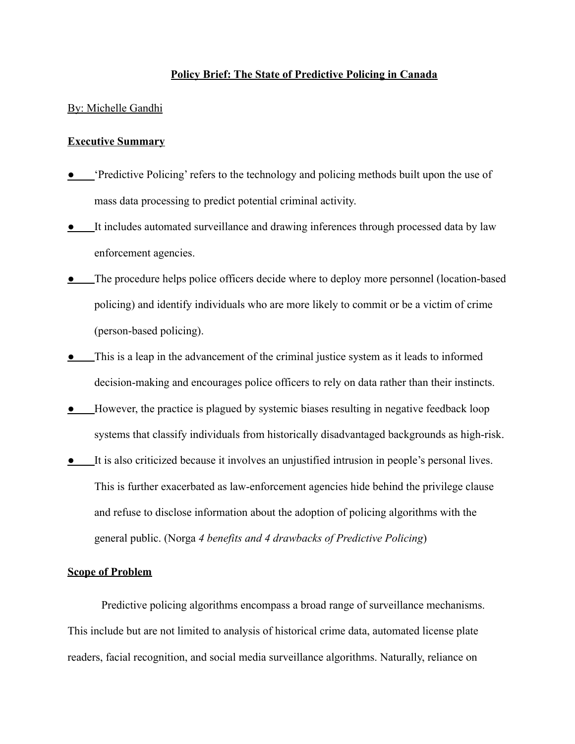# Policy Brief: The State of Predictive Policing in Canada

By: Michelle Gandhi

## Executive Summary

- 'Predictive Policing' refers to the technology and policing methods built upon the use of mass data processing to predict potential criminal activity.
- It includes automated surveillance and drawing inferences through processed data by law enforcement agencies.
- The procedure helps police officers decide where to deploy more personnel (location-based policing) and identify individuals who are more likely to commit or be a victim of crime (person-based policing).
- This is a leap in the advancement of the criminal justice system as it leads to informed decision-making and encourages police officers to rely on data rather than their instincts.
- However, the practice is plagued by systemic biases resulting in negative feedback loop systems that classify individuals from historically disadvantaged backgrounds as high-risk.
- It is also criticized because it involves an unjustified intrusion in people's personal lives. This is further exacerbated as law-enforcement agencies hide behind the privilege clause and refuse to disclose information about the adoption of policing algorithms with the general public. (Norga *4 benefits and 4 drawbacks of Predictive Policing*)

## Scope of Problem

Predictive policing algorithms encompass a broad range of surveillance mechanisms. This include but are not limited to analysis of historical crime data, automated license plate readers, facial recognition, and social media surveillance algorithms. Naturally, reliance on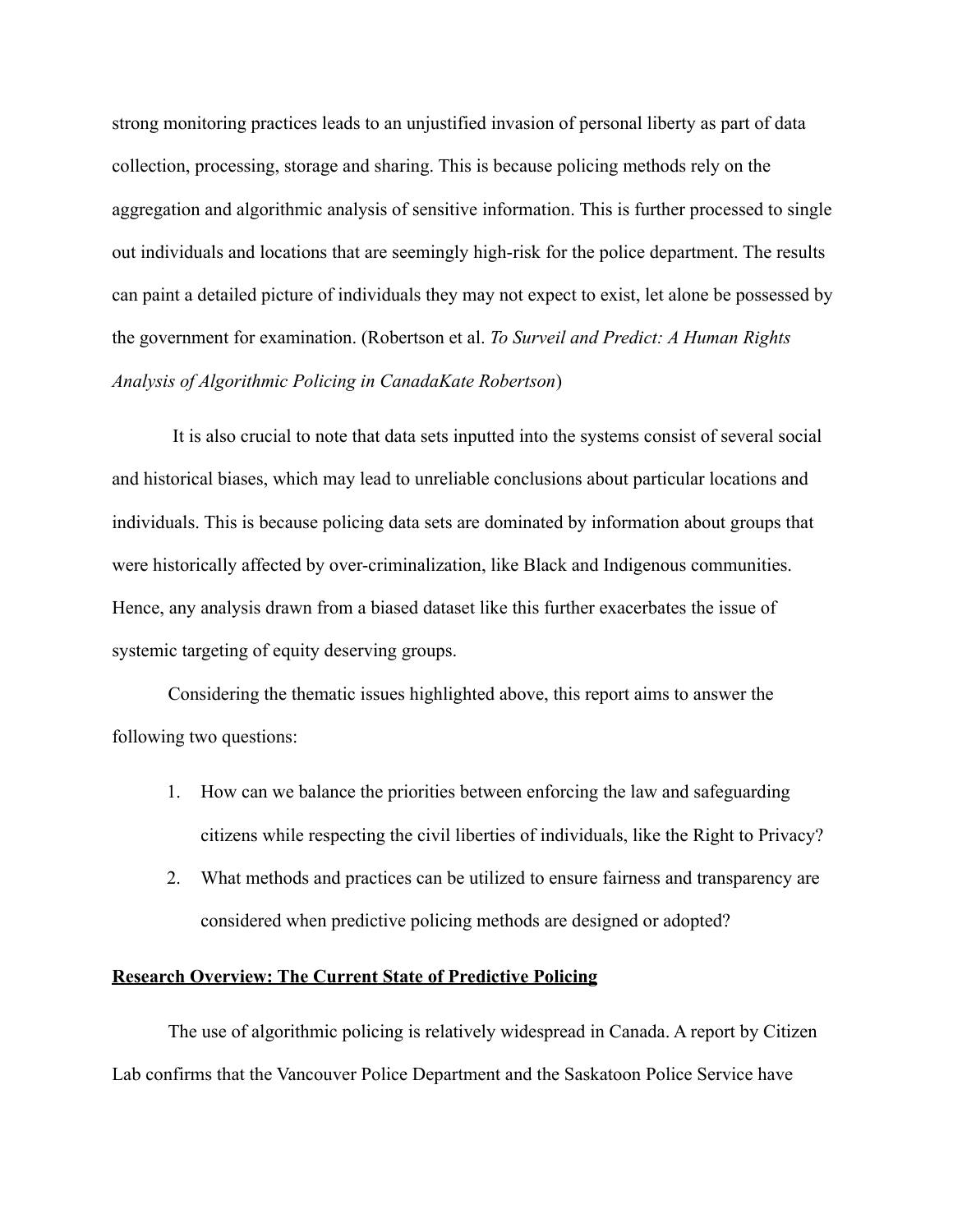strong monitoring practices leads to an unjustified invasion of personal liberty as part of data collection, processing, storage and sharing. This is because policing methods rely on the aggregation and algorithmic analysis of sensitive information. This is further processed to single out individuals and locations that are seemingly high-risk for the police department. The results can paint a detailed picture of individuals they may not expect to exist, let alone be possessed by the government for examination. (Robertson et al. *To Surveil and Predict: A Human Rights Analysis of Algorithmic Policing in CanadaKate Robertson*)

It is also crucial to note that data sets inputted into the systems consist of several social and historical biases, which may lead to unreliable conclusions about particular locations and individuals. This is because policing data sets are dominated by information about groups that were historically affected by over-criminalization, like Black and Indigenous communities. Hence, any analysis drawn from a biased dataset like this further exacerbates the issue of systemic targeting of equity deserving groups.

Considering the thematic issues highlighted above, this report aims to answer the following two questions:

1. How can we balance the priorities between enforcing the law and safeguarding citizens while respecting the civil liberties of individuals, like the Right to Privacy?
2. What methods and practices can be utilized to ensure fairness and transparency are considered when predictive policing methods are designed or adopted?

**Research Overview: The Current State of Predictive Policing**

The use of algorithmic policing is relatively widespread in Canada. A report by Citizen Lab confirms that the Vancouver Police Department and the Saskatoon Police Service have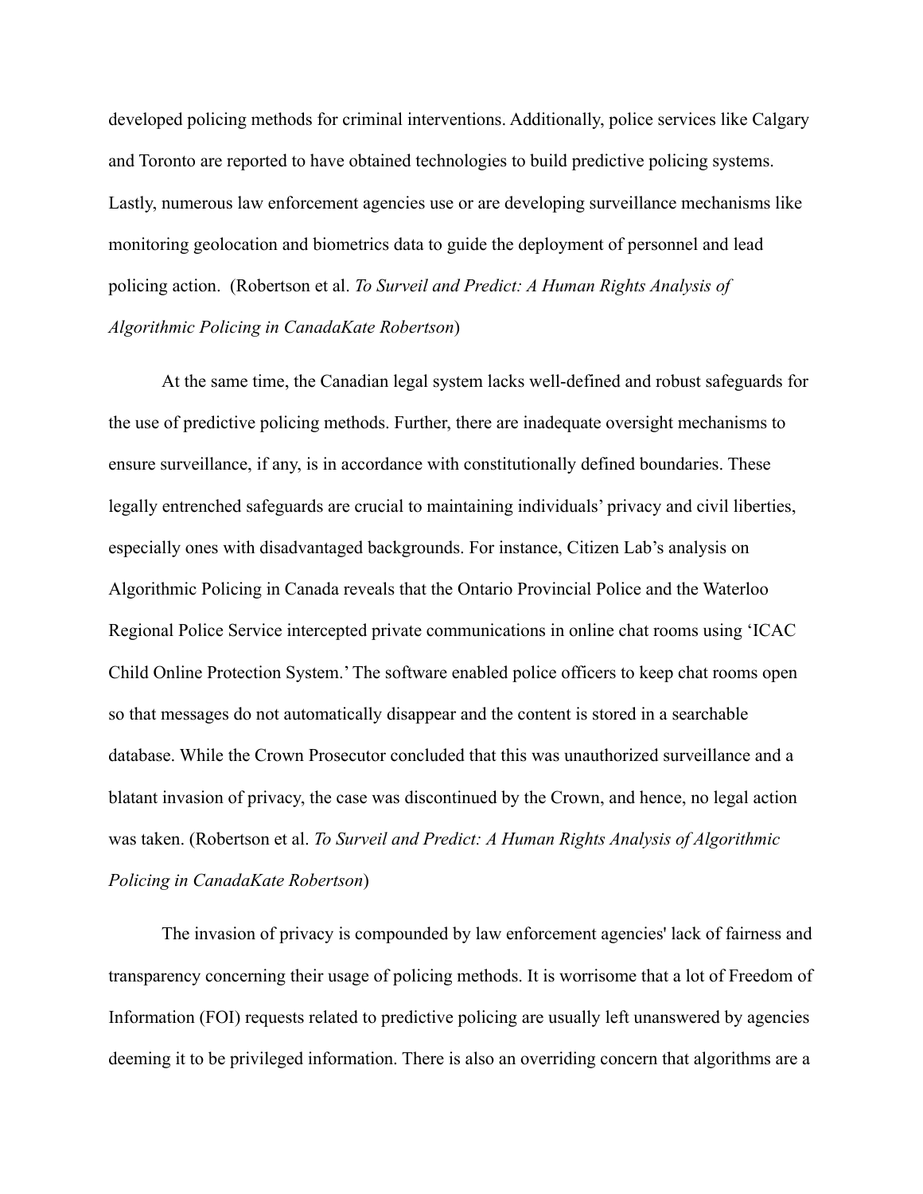developed policing methods for criminal interventions. Additionally, police services like Calgary and Toronto are reported to have obtained technologies to build predictive policing systems. Lastly, numerous law enforcement agencies use or are developing surveillance mechanisms like monitoring geolocation and biometrics data to guide the deployment of personnel and lead policing action. (Robertson et al. *To Surveil and Predict: A Human Rights Analysis of Algorithmic Policing in CanadaKate Robertson*)

At the same time, the Canadian legal system lacks well-defined and robust safeguards for the use of predictive policing methods. Further, there are inadequate oversight mechanisms to ensure surveillance, if any, is in accordance with constitutionally defined boundaries. These legally entrenched safeguards are crucial to maintaining individuals' privacy and civil liberties, especially ones with disadvantaged backgrounds. For instance, Citizen Lab's analysis on Algorithmic Policing in Canada reveals that the Ontario Provincial Police and the Waterloo Regional Police Service intercepted private communications in online chat rooms using 'ICAC Child Online Protection System.' The software enabled police officers to keep chat rooms open so that messages do not automatically disappear and the content is stored in a searchable database. While the Crown Prosecutor concluded that this was unauthorized surveillance and a blatant invasion of privacy, the case was discontinued by the Crown, and hence, no legal action was taken. (Robertson et al. *To Surveil and Predict: A Human Rights Analysis of Algorithmic Policing in CanadaKate Robertson*)

The invasion of privacy is compounded by law enforcement agencies' lack of fairness and transparency concerning their usage of policing methods. It is worrisome that a lot of Freedom of Information (FOI) requests related to predictive policing are usually left unanswered by agencies deeming it to be privileged information. There is also an overriding concern that algorithms are a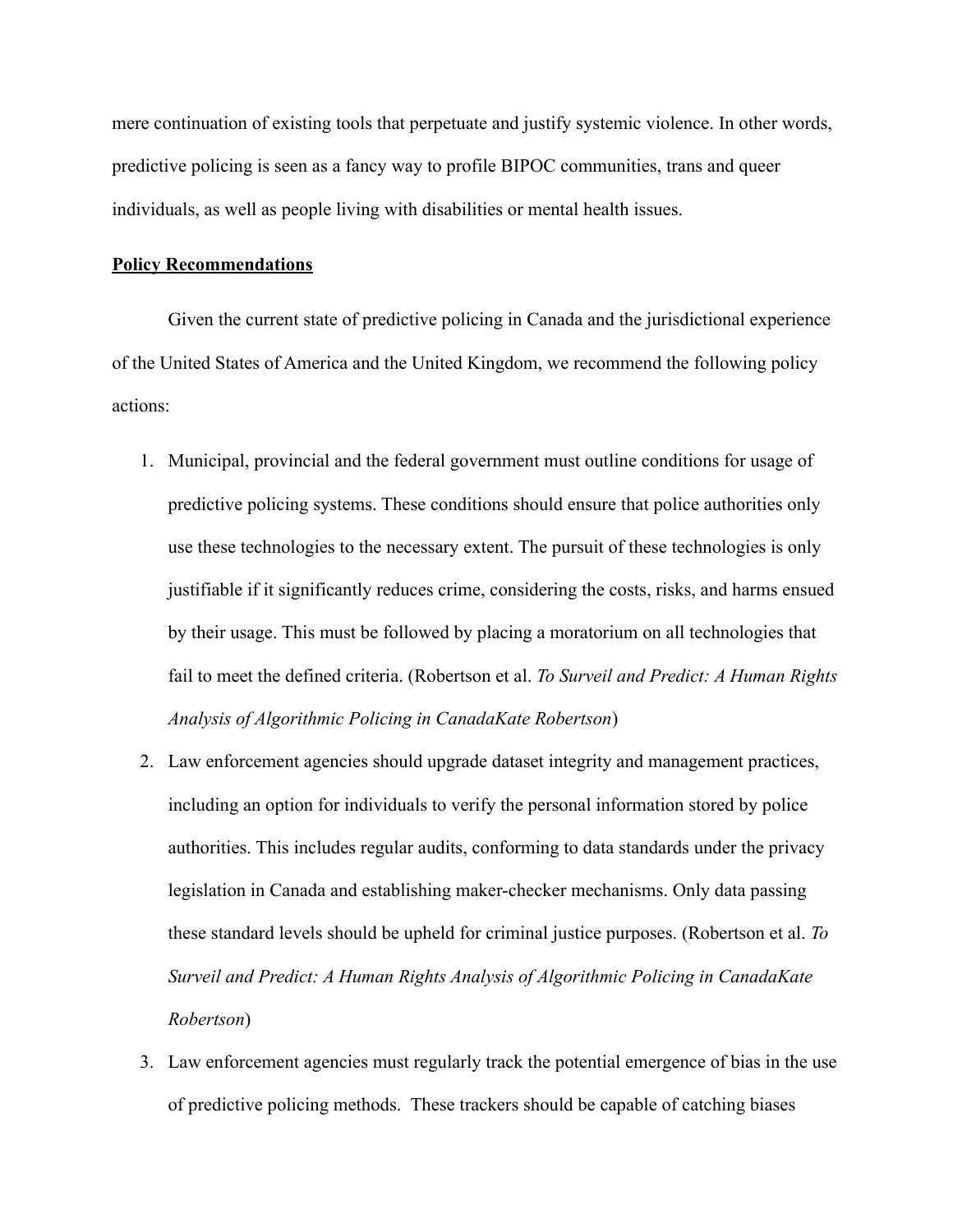mere continuation of existing tools that perpetuate and justify systemic violence. In other words, predictive policing is seen as a fancy way to profile BIPOC communities, trans and queer individuals, as well as people living with disabilities or mental health issues.

## **Policy Recommendations**

Given the current state of predictive policing in Canada and the jurisdictional experience of the United States of America and the United Kingdom, we recommend the following policy actions:

1. Municipal, provincial and the federal government must outline conditions for usage of predictive policing systems. These conditions should ensure that police authorities only use these technologies to the necessary extent. The pursuit of these technologies is only justifiable if it significantly reduces crime, considering the costs, risks, and harms ensued by their usage. This must be followed by placing a moratorium on all technologies that fail to meet the defined criteria. (Robertson et al. *To Surveil and Predict: A Human Rights Analysis of Algorithmic Policing in CanadaKate Robertson*)
2. Law enforcement agencies should upgrade dataset integrity and management practices, including an option for individuals to verify the personal information stored by police authorities. This includes regular audits, conforming to data standards under the privacy legislation in Canada and establishing maker-checker mechanisms. Only data passing these standard levels should be upheld for criminal justice purposes. (Robertson et al. *To Surveil and Predict: A Human Rights Analysis of Algorithmic Policing in CanadaKate Robertson*)
3. Law enforcement agencies must regularly track the potential emergence of bias in the use of predictive policing methods. These trackers should be capable of catching biases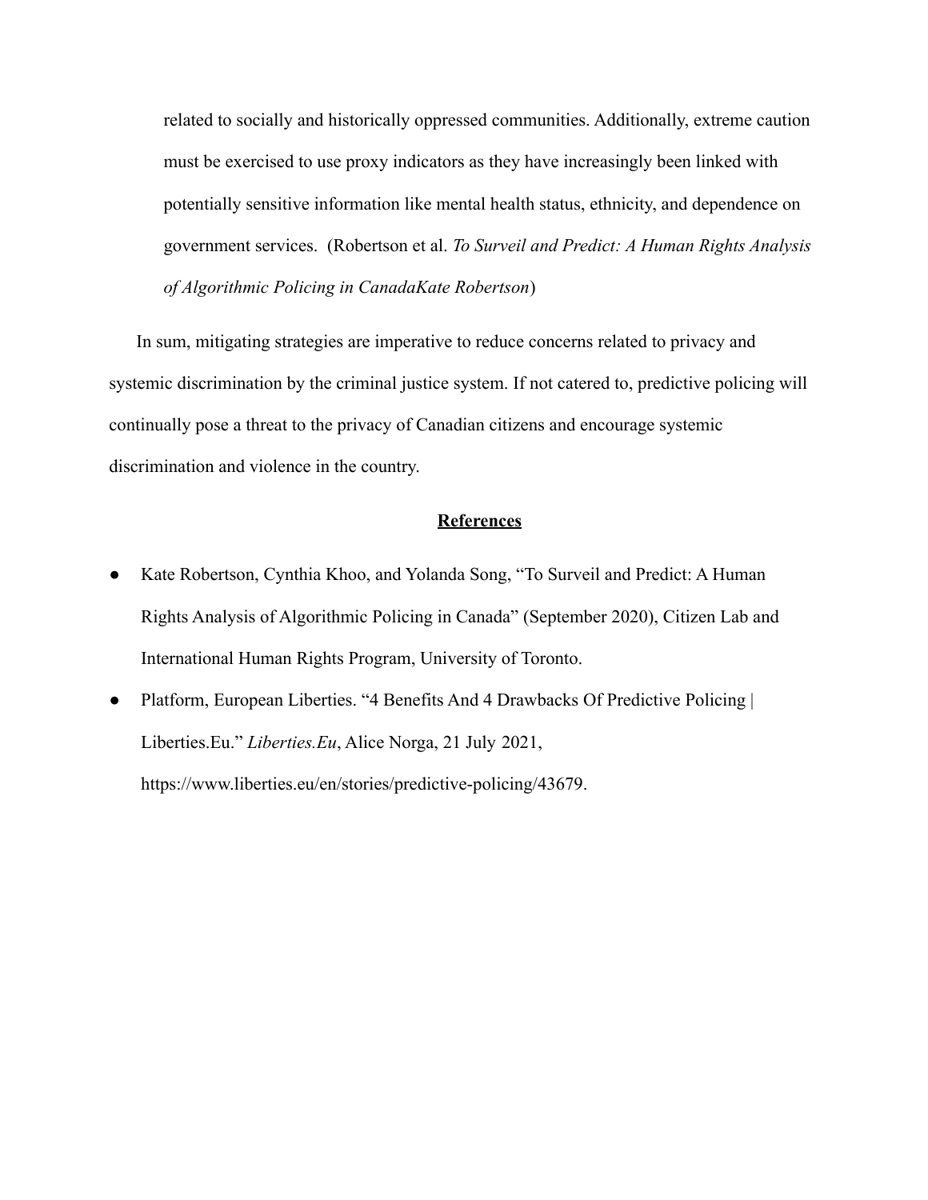> related to socially and historically oppressed communities. Additionally, extreme caution must be exercised to use proxy indicators as they have increasingly been linked with potentially sensitive information like mental health status, ethnicity, and dependence on government services. (Robertson et al. *To Surveil and Predict: A Human Rights Analysis of Algorithmic Policing in CanadaKate Robertson*)

In sum, mitigating strategies are imperative to reduce concerns related to privacy and systemic discrimination by the criminal justice system. If not catered to, predictive policing will continually pose a threat to the privacy of Canadian citizens and encourage systemic discrimination and violence in the country.

## **References**

- Kate Robertson, Cynthia Khoo, and Yolanda Song, "To Surveil and Predict: A Human Rights Analysis of Algorithmic Policing in Canada" (September 2020), Citizen Lab and International Human Rights Program, University of Toronto.
- Platform, European Liberties. "4 Benefits And 4 Drawbacks Of Predictive Policing | Liberties.Eu." *Liberties.Eu*, Alice Norga, 21 July 2021, https://www.liberties.eu/en/stories/predictive-policing/43679.